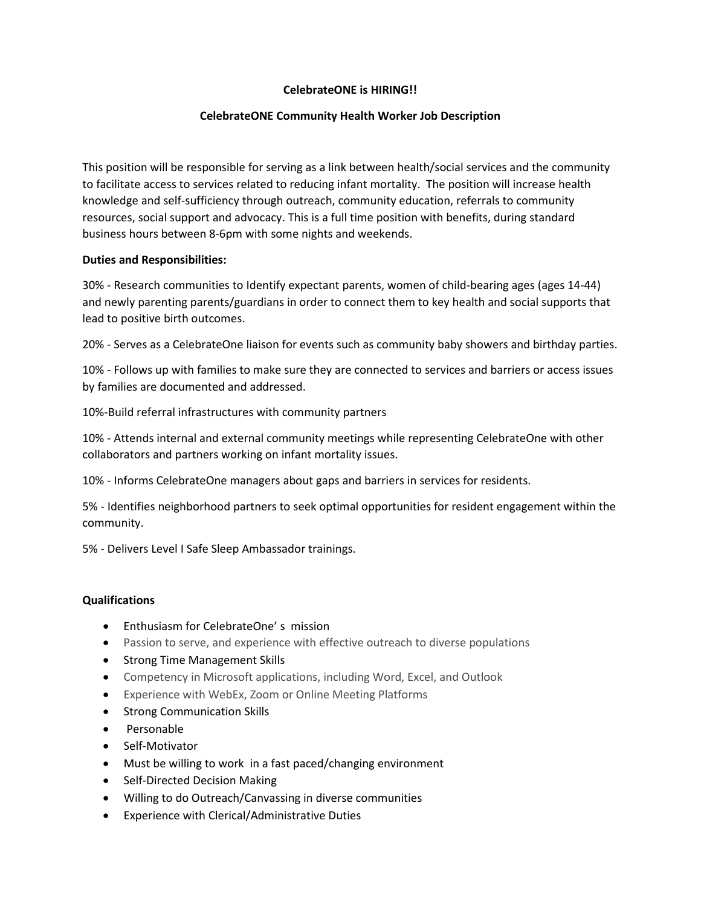**CelebrateONE is HIRING!!**

**CelebrateONE Community Health Worker Job Description**

This position will be responsible for serving as a link between health/social services and the community to facilitate access to services related to reducing infant mortality. The position will increase health knowledge and self-sufficiency through outreach, community education, referrals to community resources, social support and advocacy. This is a full time position with benefits, during standard business hours between 8-6pm with some nights and weekends.

**Duties and Responsibilities:**

30% - Research communities to Identify expectant parents, women of child-bearing ages (ages 14-44) and newly parenting parents/guardians in order to connect them to key health and social supports that lead to positive birth outcomes.

20% - Serves as a CelebrateOne liaison for events such as community baby showers and birthday parties.

10% - Follows up with families to make sure they are connected to services and barriers or access issues by families are documented and addressed.

10%-Build referral infrastructures with community partners

10% - Attends internal and external community meetings while representing CelebrateOne with other collaborators and partners working on infant mortality issues.

10% - Informs CelebrateOne managers about gaps and barriers in services for residents.

5% - Identifies neighborhood partners to seek optimal opportunities for resident engagement within the community.

5% - Delivers Level I Safe Sleep Ambassador trainings.

**Qualifications**

- Enthusiasm for CelebrateOne' s mission
- Passion to serve, and experience with effective outreach to diverse populations
- Strong Time Management Skills
- Competency in Microsoft applications, including Word, Excel, and Outlook
- Experience with WebEx, Zoom or Online Meeting Platforms
- Strong Communication Skills
- Personable
- Self-Motivator
- Must be willing to work in a fast paced/changing environment
- Self-Directed Decision Making
- Willing to do Outreach/Canvassing in diverse communities
- Experience with Clerical/Administrative Duties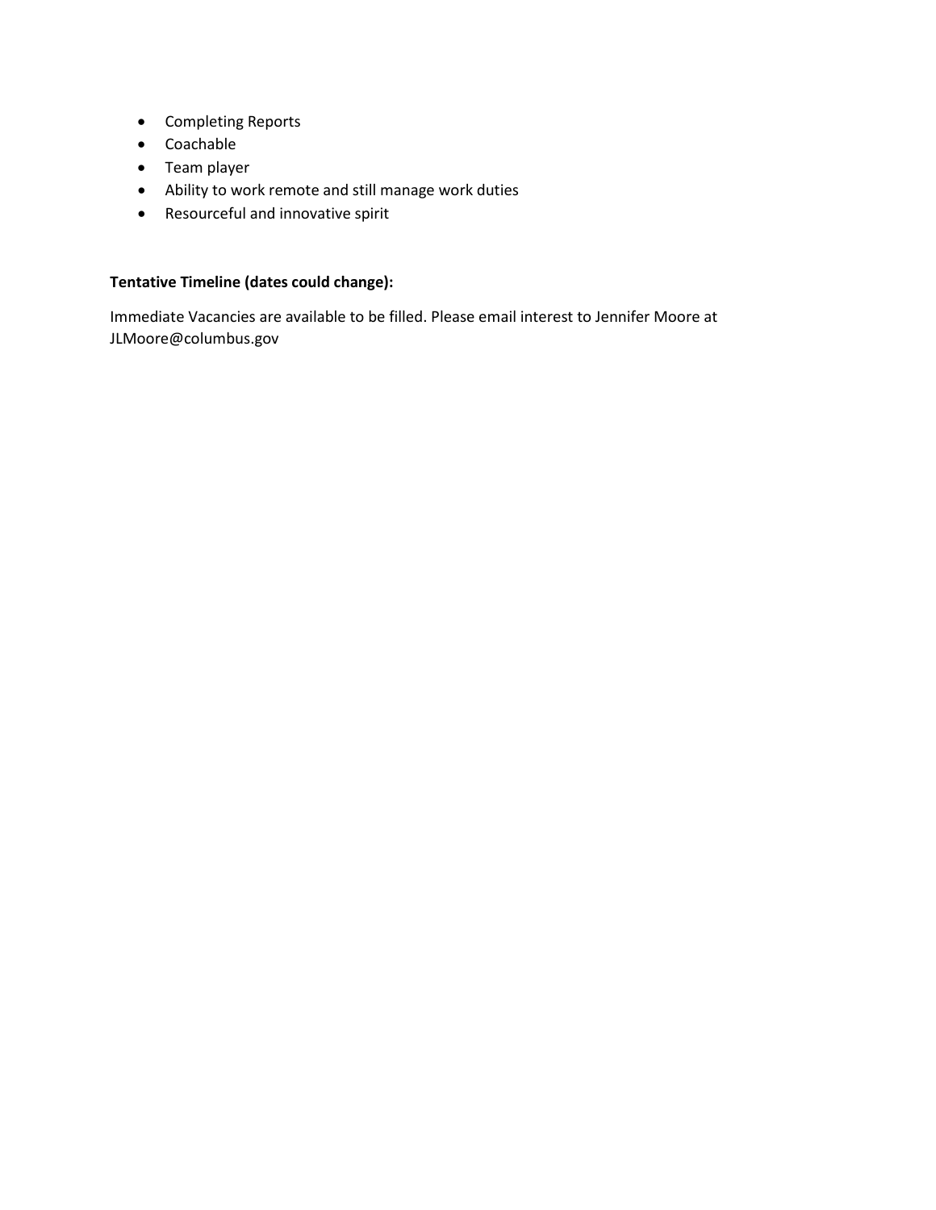- Completing Reports
- Coachable
- Team player
- Ability to work remote and still manage work duties
- Resourceful and innovative spirit

**Tentative Timeline (dates could change):**

Immediate Vacancies are available to be filled. Please email interest to Jennifer Moore at JLMoore@columbus.gov